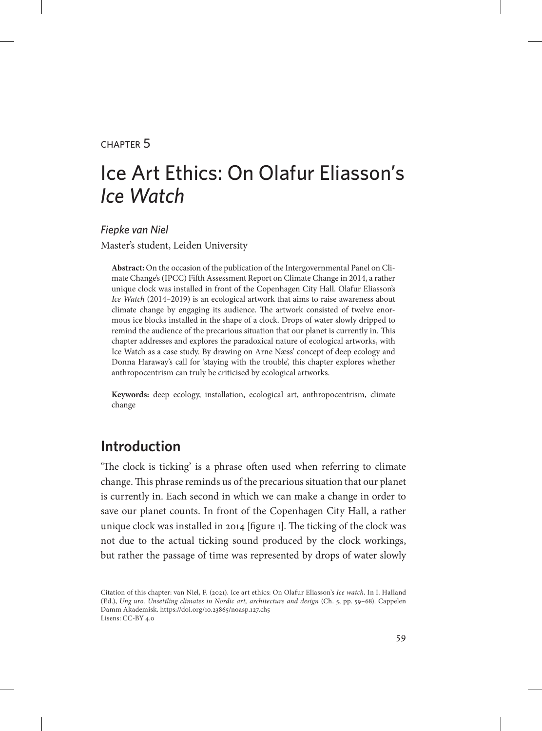CHAPTER 5

# Ice Art Ethics: On Olafur Eliasson's *Ice Watch*

*Fiepke van Niel*

Master's student, Leiden University

**Abstract:** On the occasion of the publication of the Intergovernmental Panel on Climate Change's (IPCC) Fifth Assessment Report on Climate Change in 2014, a rather unique clock was installed in front of the Copenhagen City Hall. Olafur Eliasson's *Ice Watch* (2014–2019) is an ecological artwork that aims to raise awareness about climate change by engaging its audience. The artwork consisted of twelve enormous ice blocks installed in the shape of a clock. Drops of water slowly dripped to remind the audience of the precarious situation that our planet is currently in. This chapter addresses and explores the paradoxical nature of ecological artworks, with Ice Watch as a case study. By drawing on Arne Næss' concept of deep ecology and Donna Haraway's call for 'staying with the trouble', this chapter explores whether anthropocentrism can truly be criticised by ecological artworks.

**Keywords:** deep ecology, installation, ecological art, anthropocentrism, climate change

## Introduction

'The clock is ticking' is a phrase often used when referring to climate change. This phrase reminds us of the precarious situation that our planet is currently in. Each second in which we can make a change in order to save our planet counts. In front of the Copenhagen City Hall, a rather unique clock was installed in 2014 [figure 1]. The ticking of the clock was not due to the actual ticking sound produced by the clock workings, but rather the passage of time was represented by drops of water slowly

Citation of this chapter: van Niel, F. (2021). Ice art ethics: On Olafur Eliasson's *Ice watch*. In I. Halland (Ed.), *Ung uro. Unsettling climates in Nordic art, architecture and design* (Ch. 5, pp. 59–68). Cappelen Damm Akademisk. https://doi.org/10.23865/noasp.127.ch5
Lisens: CC-BY 4.0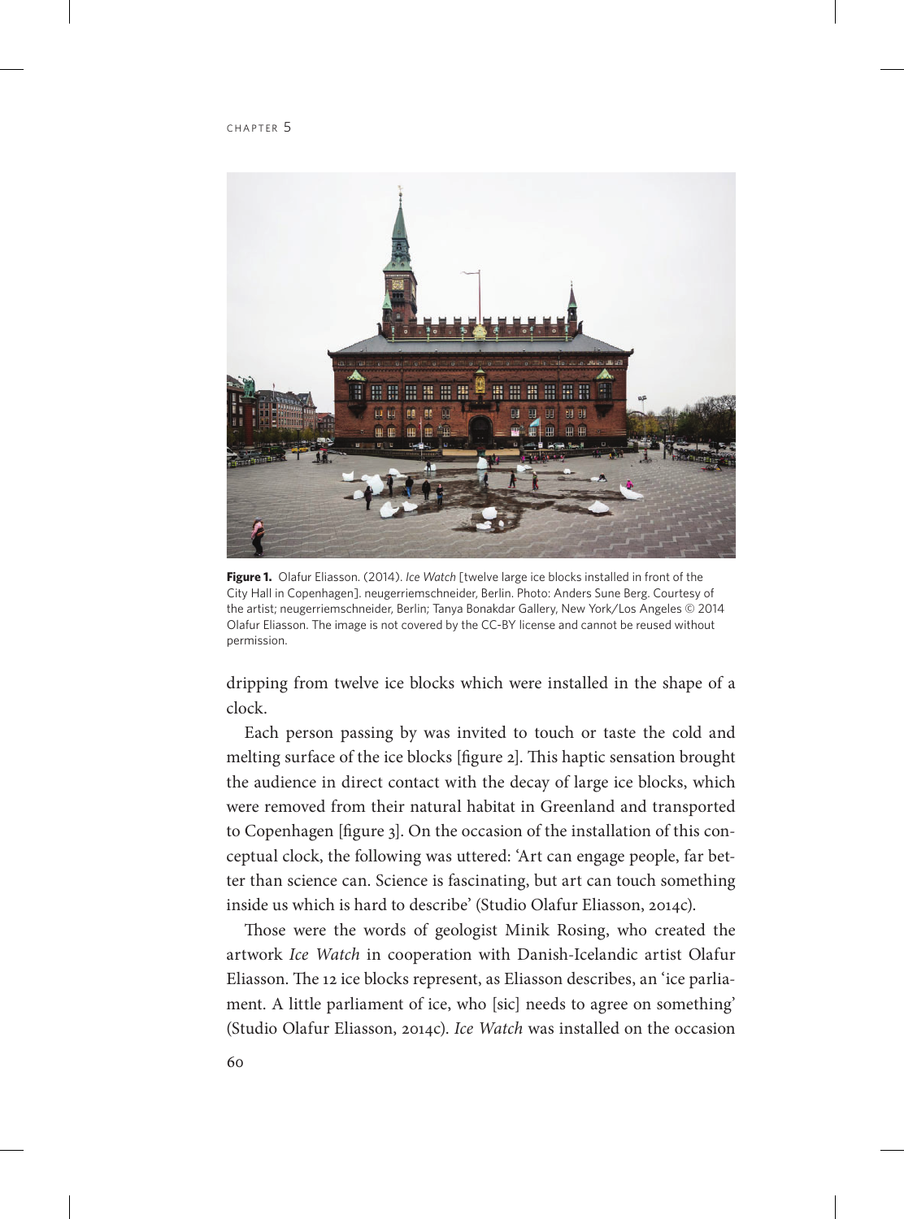**Figure 1.** Olafur Eliasson. (2014). *Ice Watch* [twelve large ice blocks installed in front of the City Hall in Copenhagen]. neugerriemschneider, Berlin. Photo: Anders Sune Berg. Courtesy of the artist; neugerriemschneider, Berlin; Tanya Bonakdar Gallery, New York/Los Angeles © 2014 Olafur Eliasson. The image is not covered by the CC-BY license and cannot be reused without permission.

dripping from twelve ice blocks which were installed in the shape of a clock.

Each person passing by was invited to touch or taste the cold and melting surface of the ice blocks [figure 2]. This haptic sensation brought the audience in direct contact with the decay of large ice blocks, which were removed from their natural habitat in Greenland and transported to Copenhagen [figure 3]. On the occasion of the installation of this conceptual clock, the following was uttered: 'Art can engage people, far better than science can. Science is fascinating, but art can touch something inside us which is hard to describe' (Studio Olafur Eliasson, 2014c).

Those were the words of geologist Minik Rosing, who created the artwork *Ice Watch* in cooperation with Danish-Icelandic artist Olafur Eliasson. The 12 ice blocks represent, as Eliasson describes, an 'ice parliament. A little parliament of ice, who [sic] needs to agree on something' (Studio Olafur Eliasson, 2014c). *Ice Watch* was installed on the occasion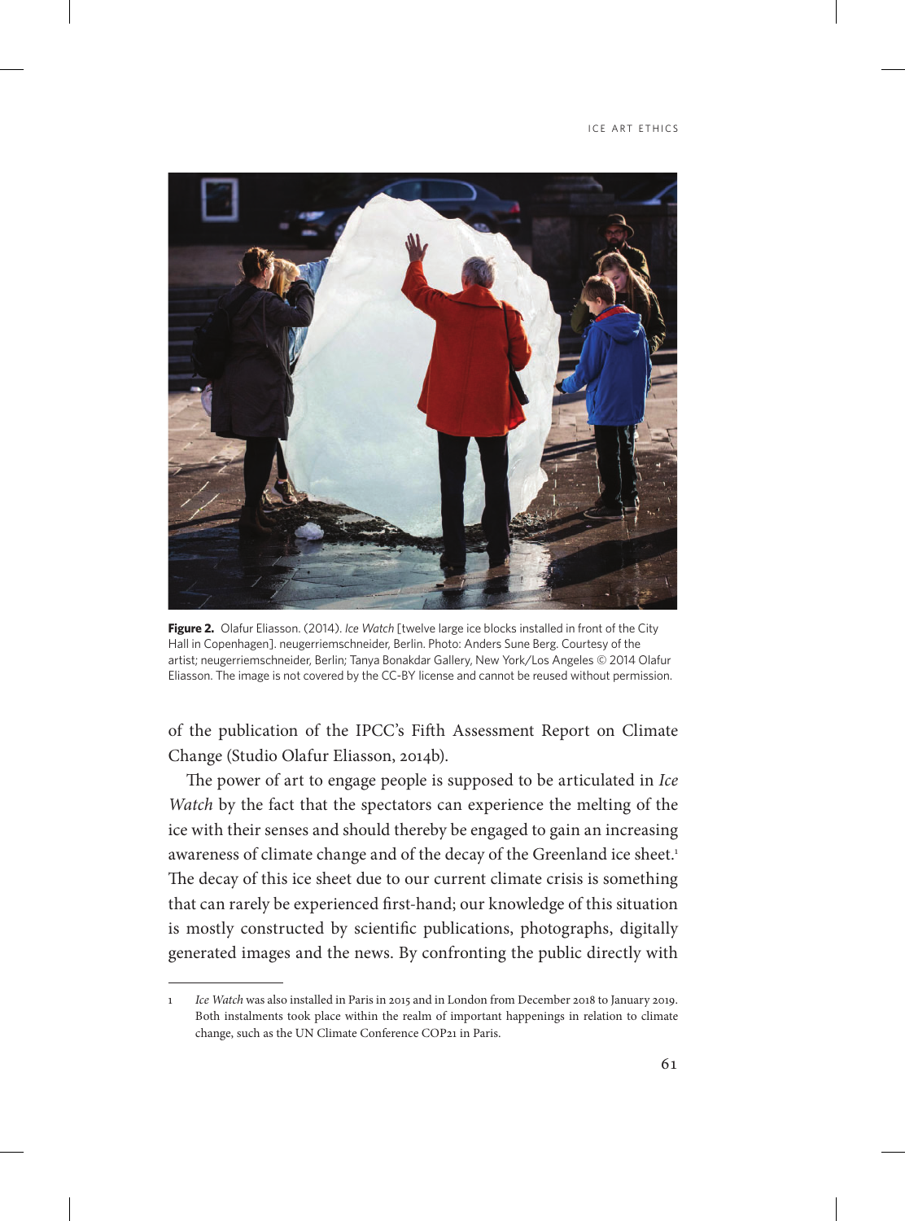**Figure 2.** Olafur Eliasson. (2014). *Ice Watch* [twelve large ice blocks installed in front of the City Hall in Copenhagen]. neugerriemschneider, Berlin. Photo: Anders Sune Berg. Courtesy of the artist; neugerriemschneider, Berlin; Tanya Bonakdar Gallery, New York/Los Angeles © 2014 Olafur Eliasson. The image is not covered by the CC-BY license and cannot be reused without permission.

of the publication of the IPCC's Fifth Assessment Report on Climate Change (Studio Olafur Eliasson, 2014b).

The power of art to engage people is supposed to be articulated in *Ice Watch* by the fact that the spectators can experience the melting of the ice with their senses and should thereby be engaged to gain an increasing awareness of climate change and of the decay of the Greenland ice sheet.[1] The decay of this ice sheet due to our current climate crisis is something that can rarely be experienced first-hand; our knowledge of this situation is mostly constructed by scientific publications, photographs, digitally generated images and the news. By confronting the public directly with

---

1 *Ice Watch* was also installed in Paris in 2015 and in London from December 2018 to January 2019. Both instalments took place within the realm of important happenings in relation to climate change, such as the UN Climate Conference COP21 in Paris.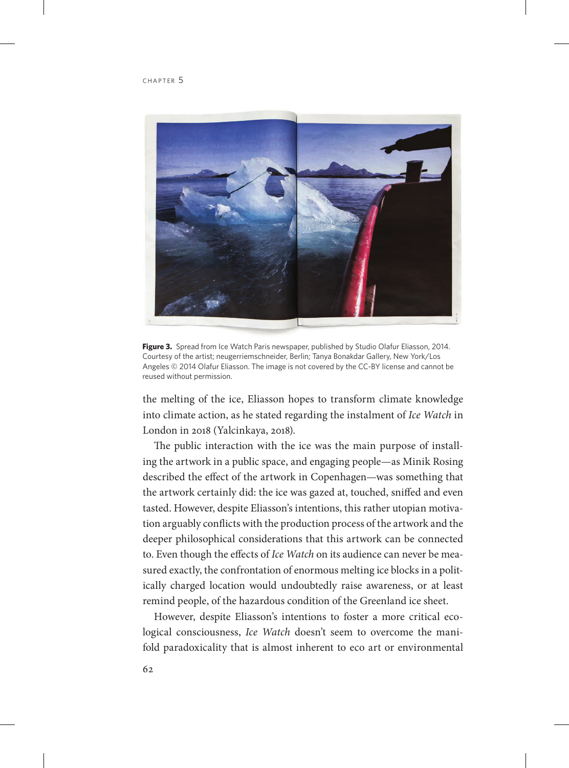**Figure 3.** Spread from Ice Watch Paris newspaper, published by Studio Olafur Eliasson, 2014. Courtesy of the artist; neugerriemschneider, Berlin; Tanya Bonakdar Gallery, New York/Los Angeles © 2014 Olafur Eliasson. The image is not covered by the CC-BY license and cannot be reused without permission.

the melting of the ice, Eliasson hopes to transform climate knowledge into climate action, as he stated regarding the instalment of *Ice Watch* in London in 2018 (Yalcinkaya, 2018).

The public interaction with the ice was the main purpose of installing the artwork in a public space, and engaging people—as Minik Rosing described the effect of the artwork in Copenhagen—was something that the artwork certainly did: the ice was gazed at, touched, sniffed and even tasted. However, despite Eliasson's intentions, this rather utopian motivation arguably conflicts with the production process of the artwork and the deeper philosophical considerations that this artwork can be connected to. Even though the effects of *Ice Watch* on its audience can never be measured exactly, the confrontation of enormous melting ice blocks in a politically charged location would undoubtedly raise awareness, or at least remind people, of the hazardous condition of the Greenland ice sheet.

However, despite Eliasson's intentions to foster a more critical ecological consciousness, *Ice Watch* doesn't seem to overcome the manifold paradoxicality that is almost inherent to eco art or environmental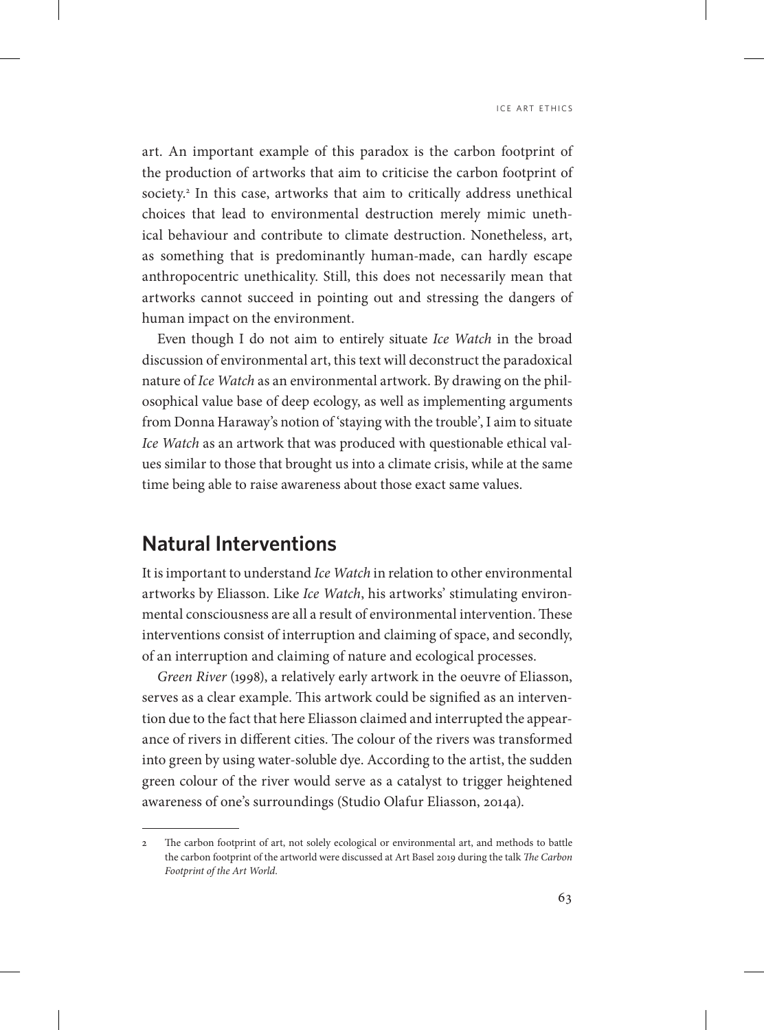art. An important example of this paradox is the carbon footprint of the production of artworks that aim to criticise the carbon footprint of society.[2] In this case, artworks that aim to critically address unethical choices that lead to environmental destruction merely mimic unethical behaviour and contribute to climate destruction. Nonetheless, art, as something that is predominantly human-made, can hardly escape anthropocentric unethicality. Still, this does not necessarily mean that artworks cannot succeed in pointing out and stressing the dangers of human impact on the environment.

Even though I do not aim to entirely situate *Ice Watch* in the broad discussion of environmental art, this text will deconstruct the paradoxical nature of *Ice Watch* as an environmental artwork. By drawing on the philosophical value base of deep ecology, as well as implementing arguments from Donna Haraway's notion of 'staying with the trouble', I aim to situate *Ice Watch* as an artwork that was produced with questionable ethical values similar to those that brought us into a climate crisis, while at the same time being able to raise awareness about those exact same values.

## Natural Interventions

It is important to understand *Ice Watch* in relation to other environmental artworks by Eliasson. Like *Ice Watch*, his artworks' stimulating environmental consciousness are all a result of environmental intervention. These interventions consist of interruption and claiming of space, and secondly, of an interruption and claiming of nature and ecological processes.

*Green River* (1998), a relatively early artwork in the oeuvre of Eliasson, serves as a clear example. This artwork could be signified as an intervention due to the fact that here Eliasson claimed and interrupted the appearance of rivers in different cities. The colour of the rivers was transformed into green by using water-soluble dye. According to the artist, the sudden green colour of the river would serve as a catalyst to trigger heightened awareness of one's surroundings (Studio Olafur Eliasson, 2014a).

---

2 The carbon footprint of art, not solely ecological or environmental art, and methods to battle the carbon footprint of the artworld were discussed at Art Basel 2019 during the talk *The Carbon Footprint of the Art World*.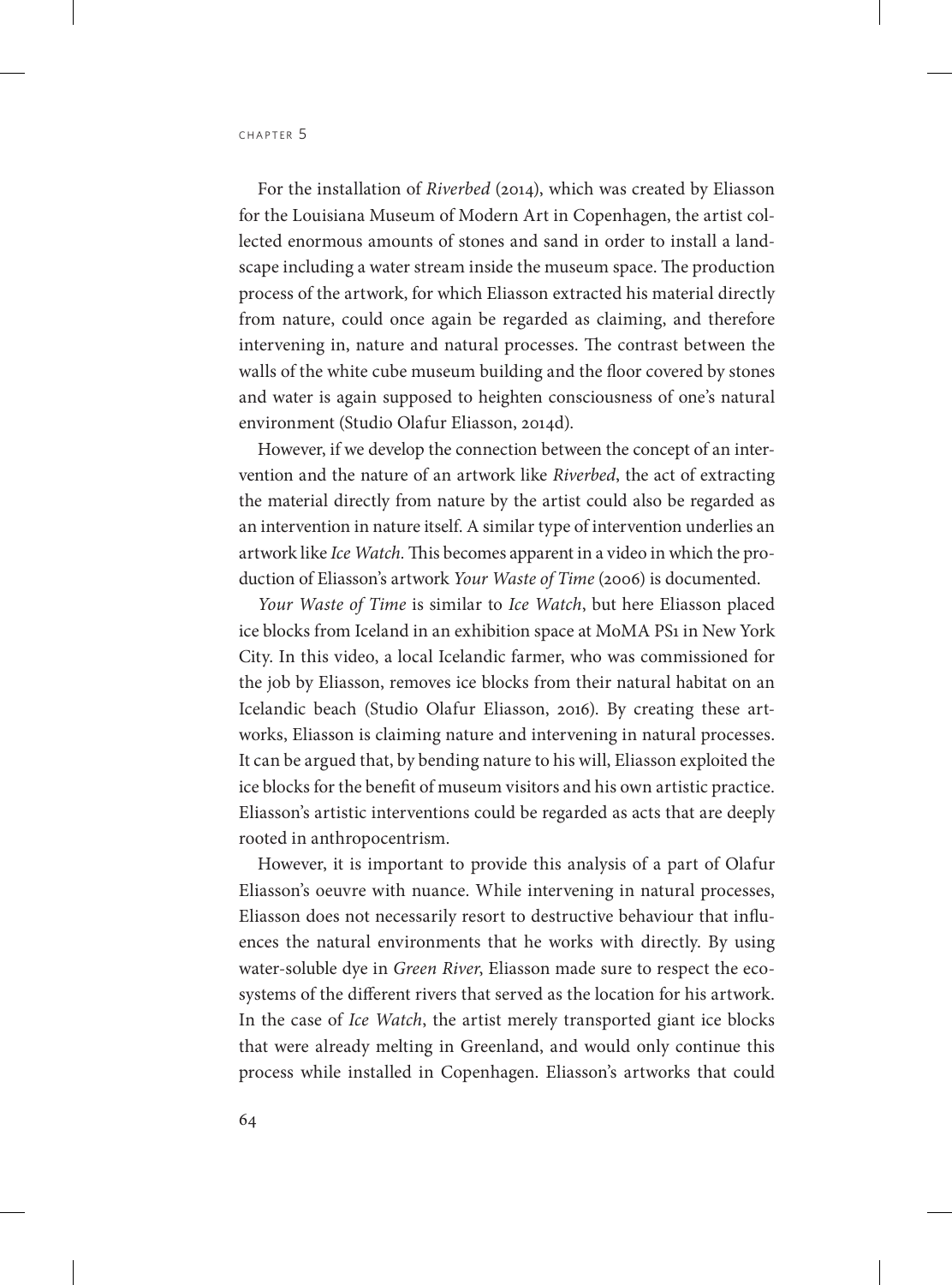For the installation of *Riverbed* (2014), which was created by Eliasson for the Louisiana Museum of Modern Art in Copenhagen, the artist collected enormous amounts of stones and sand in order to install a landscape including a water stream inside the museum space. The production process of the artwork, for which Eliasson extracted his material directly from nature, could once again be regarded as claiming, and therefore intervening in, nature and natural processes. The contrast between the walls of the white cube museum building and the floor covered by stones and water is again supposed to heighten consciousness of one's natural environment (Studio Olafur Eliasson, 2014d).

However, if we develop the connection between the concept of an intervention and the nature of an artwork like *Riverbed*, the act of extracting the material directly from nature by the artist could also be regarded as an intervention in nature itself. A similar type of intervention underlies an artwork like *Ice Watch*. This becomes apparent in a video in which the production of Eliasson's artwork *Your Waste of Time* (2006) is documented.

*Your Waste of Time* is similar to *Ice Watch*, but here Eliasson placed ice blocks from Iceland in an exhibition space at MoMA PS1 in New York City. In this video, a local Icelandic farmer, who was commissioned for the job by Eliasson, removes ice blocks from their natural habitat on an Icelandic beach (Studio Olafur Eliasson, 2016). By creating these artworks, Eliasson is claiming nature and intervening in natural processes. It can be argued that, by bending nature to his will, Eliasson exploited the ice blocks for the benefit of museum visitors and his own artistic practice. Eliasson's artistic interventions could be regarded as acts that are deeply rooted in anthropocentrism.

However, it is important to provide this analysis of a part of Olafur Eliasson's oeuvre with nuance. While intervening in natural processes, Eliasson does not necessarily resort to destructive behaviour that influences the natural environments that he works with directly. By using water-soluble dye in *Green River*, Eliasson made sure to respect the ecosystems of the different rivers that served as the location for his artwork. In the case of *Ice Watch*, the artist merely transported giant ice blocks that were already melting in Greenland, and would only continue this process while installed in Copenhagen. Eliasson's artworks that could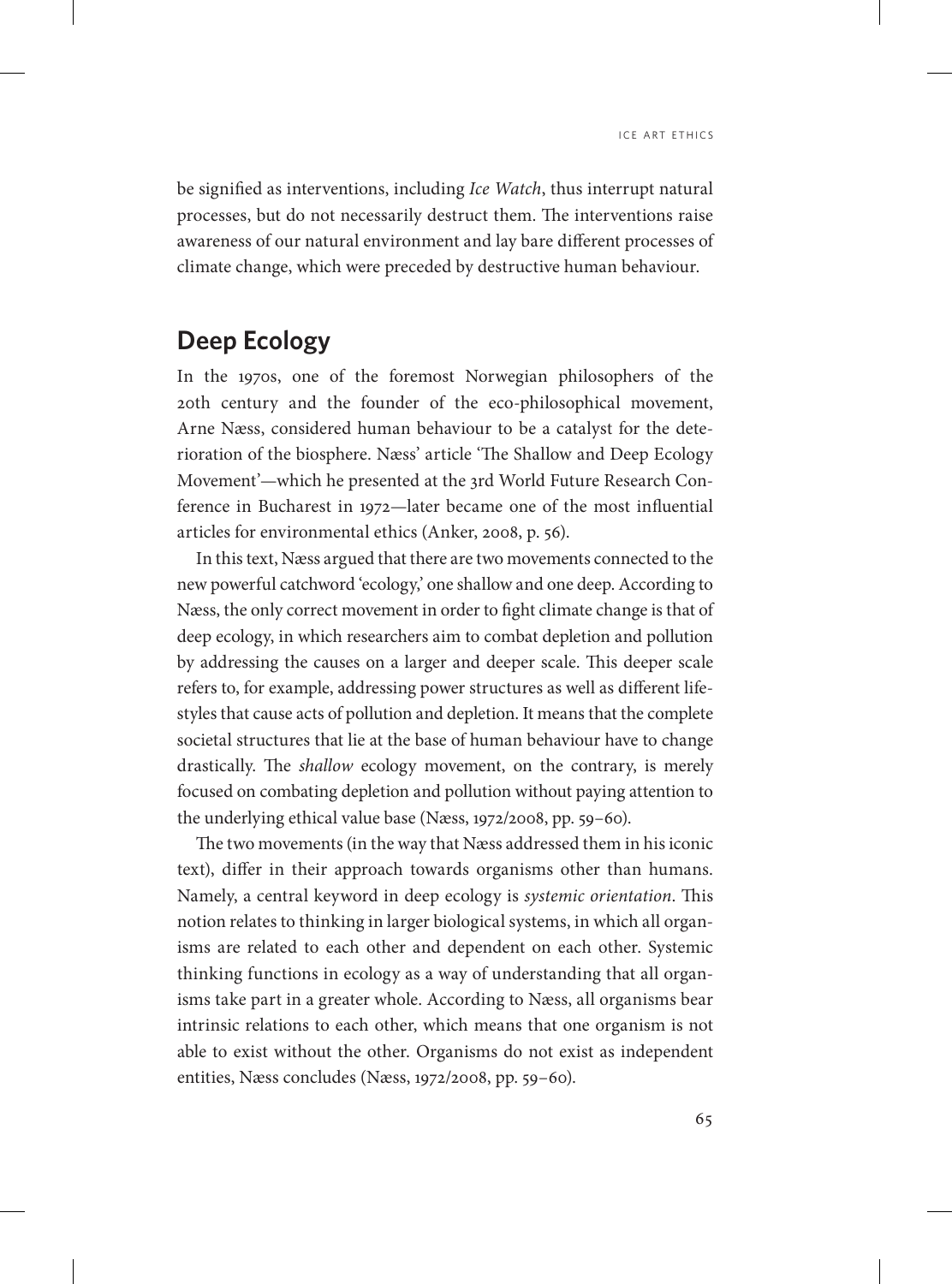be signified as interventions, including *Ice Watch*, thus interrupt natural processes, but do not necessarily destruct them. The interventions raise awareness of our natural environment and lay bare different processes of climate change, which were preceded by destructive human behaviour.

## Deep Ecology

In the 1970s, one of the foremost Norwegian philosophers of the 20th century and the founder of the eco-philosophical movement, Arne Næss, considered human behaviour to be a catalyst for the deterioration of the biosphere. Næss' article 'The Shallow and Deep Ecology Movement'—which he presented at the 3rd World Future Research Conference in Bucharest in 1972—later became one of the most influential articles for environmental ethics (Anker, 2008, p. 56).

In this text, Næss argued that there are two movements connected to the new powerful catchword 'ecology,' one shallow and one deep. According to Næss, the only correct movement in order to fight climate change is that of deep ecology, in which researchers aim to combat depletion and pollution by addressing the causes on a larger and deeper scale. This deeper scale refers to, for example, addressing power structures as well as different lifestyles that cause acts of pollution and depletion. It means that the complete societal structures that lie at the base of human behaviour have to change drastically. The *shallow* ecology movement, on the contrary, is merely focused on combating depletion and pollution without paying attention to the underlying ethical value base (Næss, 1972/2008, pp. 59–60).

The two movements (in the way that Næss addressed them in his iconic text), differ in their approach towards organisms other than humans. Namely, a central keyword in deep ecology is *systemic orientation*. This notion relates to thinking in larger biological systems, in which all organisms are related to each other and dependent on each other. Systemic thinking functions in ecology as a way of understanding that all organisms take part in a greater whole. According to Næss, all organisms bear intrinsic relations to each other, which means that one organism is not able to exist without the other. Organisms do not exist as independent entities, Næss concludes (Næss, 1972/2008, pp. 59–60).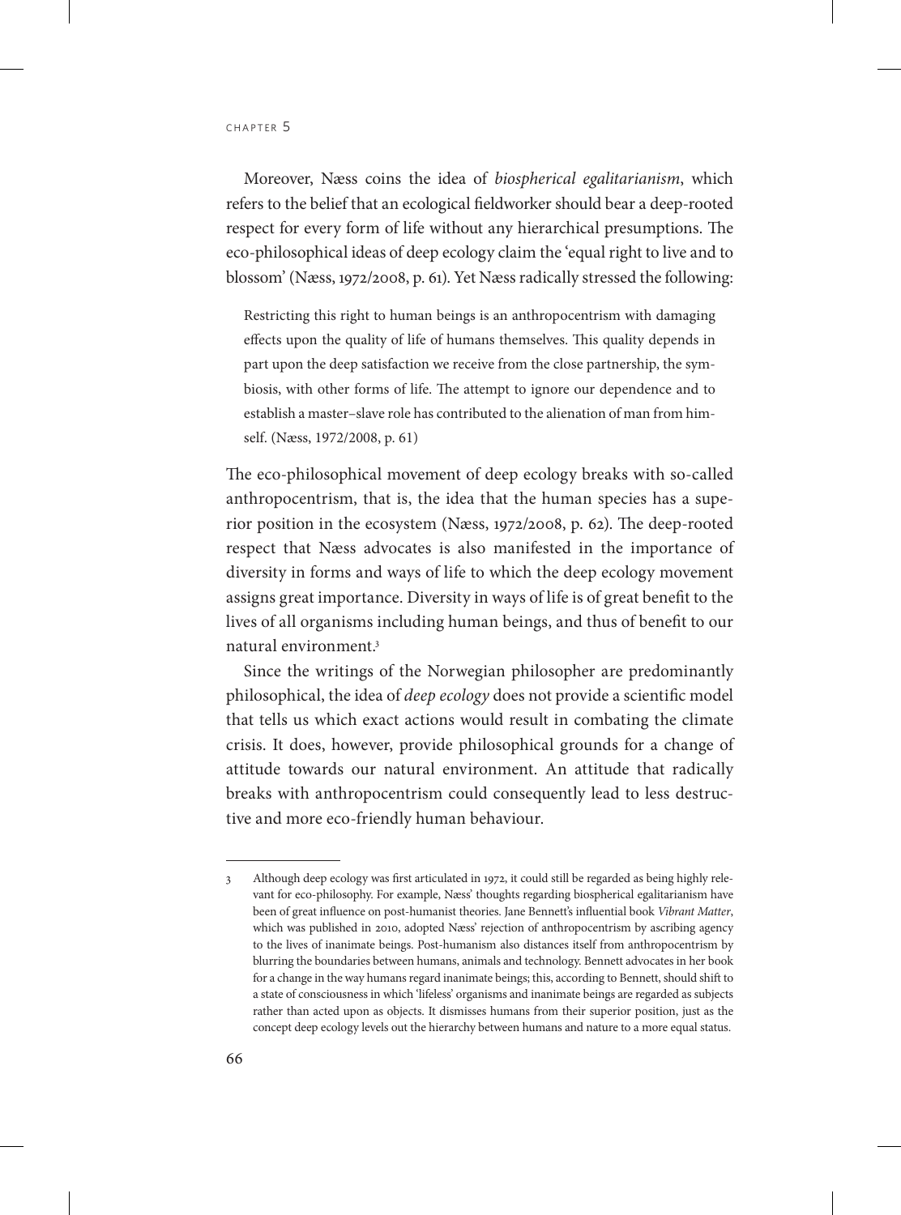Moreover, Næss coins the idea of *biospherical egalitarianism*, which refers to the belief that an ecological fieldworker should bear a deep-rooted respect for every form of life without any hierarchical presumptions. The eco-philosophical ideas of deep ecology claim the 'equal right to live and to blossom' (Næss, 1972/2008, p. 61). Yet Næss radically stressed the following:

> Restricting this right to human beings is an anthropocentrism with damaging effects upon the quality of life of humans themselves. This quality depends in part upon the deep satisfaction we receive from the close partnership, the symbiosis, with other forms of life. The attempt to ignore our dependence and to establish a master–slave role has contributed to the alienation of man from himself. (Næss, 1972/2008, p. 61)

The eco-philosophical movement of deep ecology breaks with so-called anthropocentrism, that is, the idea that the human species has a superior position in the ecosystem (Næss, 1972/2008, p. 62). The deep-rooted respect that Næss advocates is also manifested in the importance of diversity in forms and ways of life to which the deep ecology movement assigns great importance. Diversity in ways of life is of great benefit to the lives of all organisms including human beings, and thus of benefit to our natural environment.[3]

Since the writings of the Norwegian philosopher are predominantly philosophical, the idea of *deep ecology* does not provide a scientific model that tells us which exact actions would result in combating the climate crisis. It does, however, provide philosophical grounds for a change of attitude towards our natural environment. An attitude that radically breaks with anthropocentrism could consequently lead to less destructive and more eco-friendly human behaviour.

---

3 Although deep ecology was first articulated in 1972, it could still be regarded as being highly relevant for eco-philosophy. For example, Næss' thoughts regarding biospherical egalitarianism have been of great influence on post-humanist theories. Jane Bennett's influential book *Vibrant Matter*, which was published in 2010, adopted Næss' rejection of anthropocentrism by ascribing agency to the lives of inanimate beings. Post-humanism also distances itself from anthropocentrism by blurring the boundaries between humans, animals and technology. Bennett advocates in her book for a change in the way humans regard inanimate beings; this, according to Bennett, should shift to a state of consciousness in which 'lifeless' organisms and inanimate beings are regarded as subjects rather than acted upon as objects. It dismisses humans from their superior position, just as the concept deep ecology levels out the hierarchy between humans and nature to a more equal status.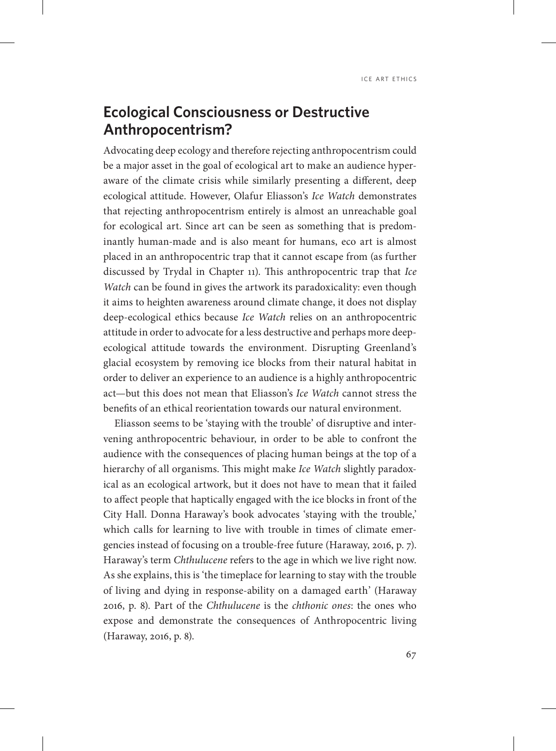## Ecological Consciousness or Destructive Anthropocentrism?

Advocating deep ecology and therefore rejecting anthropocentrism could be a major asset in the goal of ecological art to make an audience hyperaware of the climate crisis while similarly presenting a different, deep ecological attitude. However, Olafur Eliasson's *Ice Watch* demonstrates that rejecting anthropocentrism entirely is almost an unreachable goal for ecological art. Since art can be seen as something that is predominantly human-made and is also meant for humans, eco art is almost placed in an anthropocentric trap that it cannot escape from (as further discussed by Trydal in Chapter 11). This anthropocentric trap that *Ice Watch* can be found in gives the artwork its paradoxicality: even though it aims to heighten awareness around climate change, it does not display deep-ecological ethics because *Ice Watch* relies on an anthropocentric attitude in order to advocate for a less destructive and perhaps more deep-ecological attitude towards the environment. Disrupting Greenland's glacial ecosystem by removing ice blocks from their natural habitat in order to deliver an experience to an audience is a highly anthropocentric act—but this does not mean that Eliasson's *Ice Watch* cannot stress the benefits of an ethical reorientation towards our natural environment.

Eliasson seems to be 'staying with the trouble' of disruptive and intervening anthropocentric behaviour, in order to be able to confront the audience with the consequences of placing human beings at the top of a hierarchy of all organisms. This might make *Ice Watch* slightly paradoxical as an ecological artwork, but it does not have to mean that it failed to affect people that haptically engaged with the ice blocks in front of the City Hall. Donna Haraway's book advocates 'staying with the trouble,' which calls for learning to live with trouble in times of climate emergencies instead of focusing on a trouble-free future (Haraway, 2016, p. 7). Haraway's term *Chthulucene* refers to the age in which we live right now. As she explains, this is 'the timeplace for learning to stay with the trouble of living and dying in response-ability on a damaged earth' (Haraway 2016, p. 8). Part of the *Chthulucene* is the *chthonic ones*: the ones who expose and demonstrate the consequences of Anthropocentric living (Haraway, 2016, p. 8).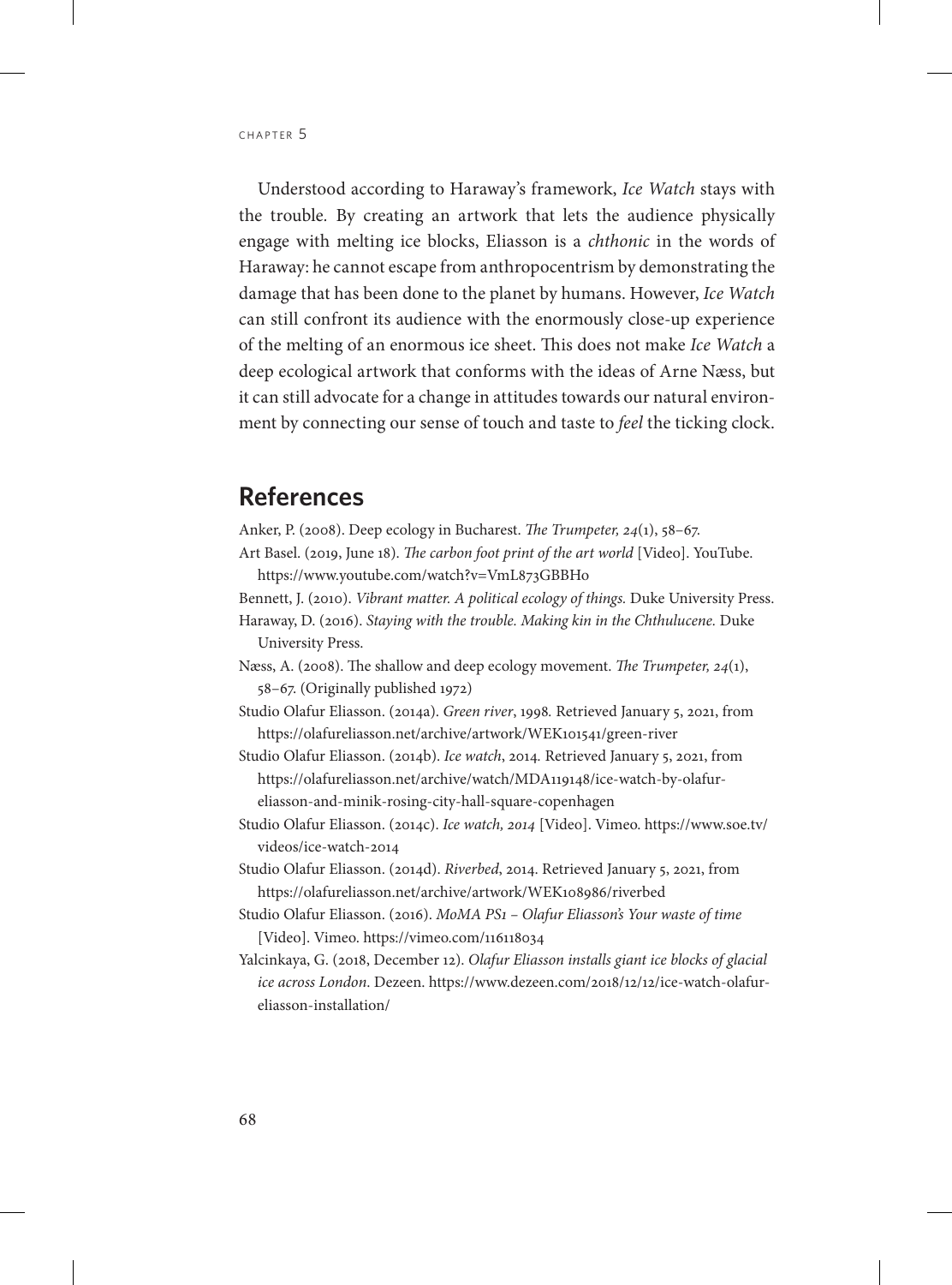Understood according to Haraway's framework, *Ice Watch* stays with the trouble. By creating an artwork that lets the audience physically engage with melting ice blocks, Eliasson is a *chthonic* in the words of Haraway: he cannot escape from anthropocentrism by demonstrating the damage that has been done to the planet by humans. However, *Ice Watch* can still confront its audience with the enormously close-up experience of the melting of an enormous ice sheet. This does not make *Ice Watch* a deep ecological artwork that conforms with the ideas of Arne Næss, but it can still advocate for a change in attitudes towards our natural environment by connecting our sense of touch and taste to *feel* the ticking clock.

## References

Anker, P. (2008). Deep ecology in Bucharest. *The Trumpeter, 24*(1), 58–67.

Art Basel. (2019, June 18). *The carbon foot print of the art world* [Video]. YouTube. https://www.youtube.com/watch?v=VmL873GBBHo

Bennett, J. (2010). *Vibrant matter. A political ecology of things.* Duke University Press.

Haraway, D. (2016). *Staying with the trouble. Making kin in the Chthulucene.* Duke University Press.

Næss, A. (2008). The shallow and deep ecology movement. *The Trumpeter, 24*(1), 58–67. (Originally published 1972)

Studio Olafur Eliasson. (2014a). *Green river*, 1998. Retrieved January 5, 2021, from https://olafureliasson.net/archive/artwork/WEK101541/green-river

Studio Olafur Eliasson. (2014b). *Ice watch*, 2014. Retrieved January 5, 2021, from https://olafureliasson.net/archive/watch/MDA119148/ice-watch-by-olafur-eliasson-and-minik-rosing-city-hall-square-copenhagen

Studio Olafur Eliasson. (2014c). *Ice watch, 2014* [Video]. Vimeo. https://www.soe.tv/videos/ice-watch-2014

Studio Olafur Eliasson. (2014d). *Riverbed*, 2014. Retrieved January 5, 2021, from https://olafureliasson.net/archive/artwork/WEK108986/riverbed

Studio Olafur Eliasson. (2016). *MoMA PS1 – Olafur Eliasson's Your waste of time* [Video]. Vimeo. https://vimeo.com/116118034

Yalcinkaya, G. (2018, December 12). *Olafur Eliasson installs giant ice blocks of glacial ice across London*. Dezeen. https://www.dezeen.com/2018/12/12/ice-watch-olafur-eliasson-installation/